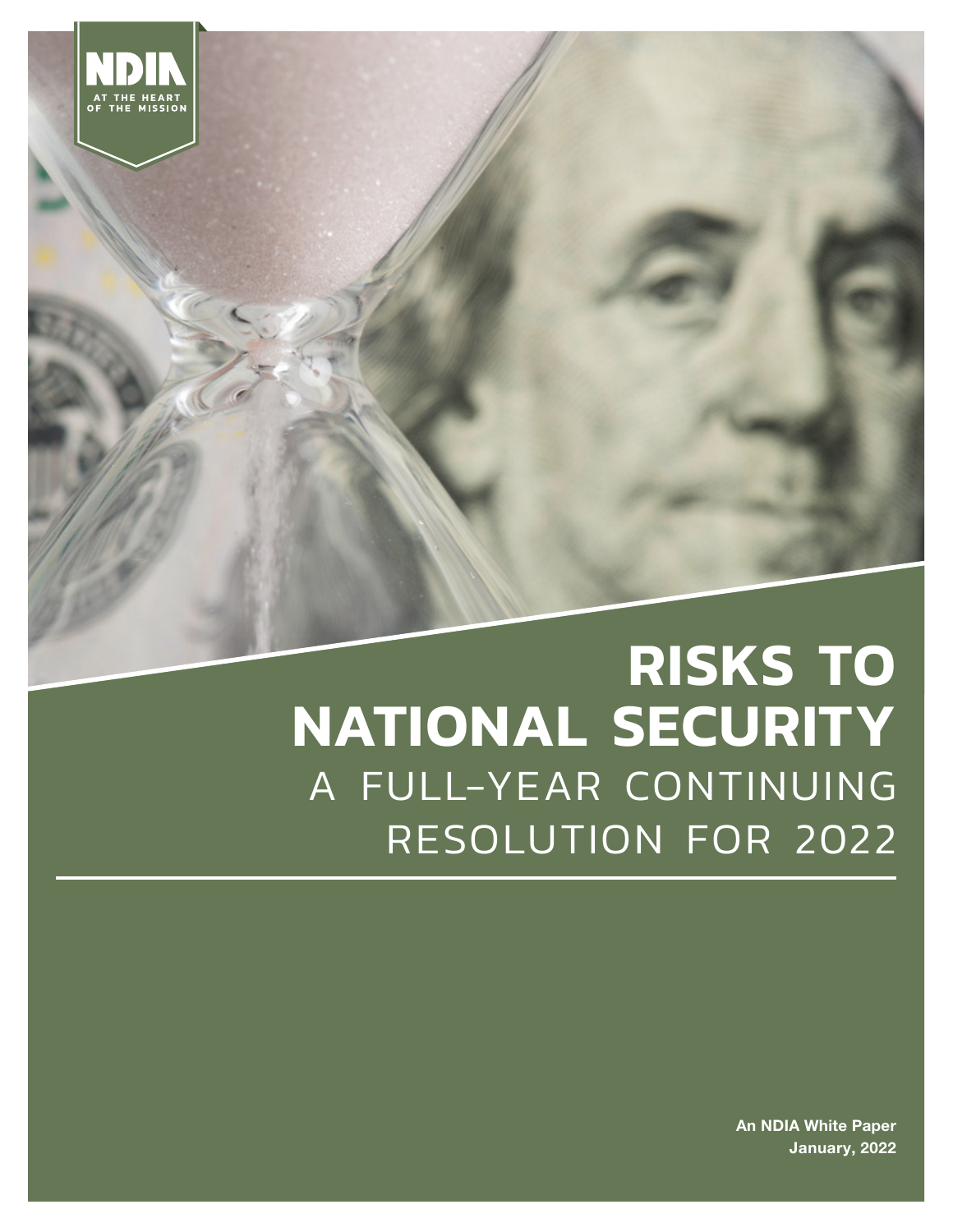NDIA

AT THE HEART OF THE MISSION

# RISKS TO NATIONAL SECURITY

## A FULL-YEAR CONTINUING RESOLUTION FOR 2022

**An NDIA White Paper**
**January, 2022**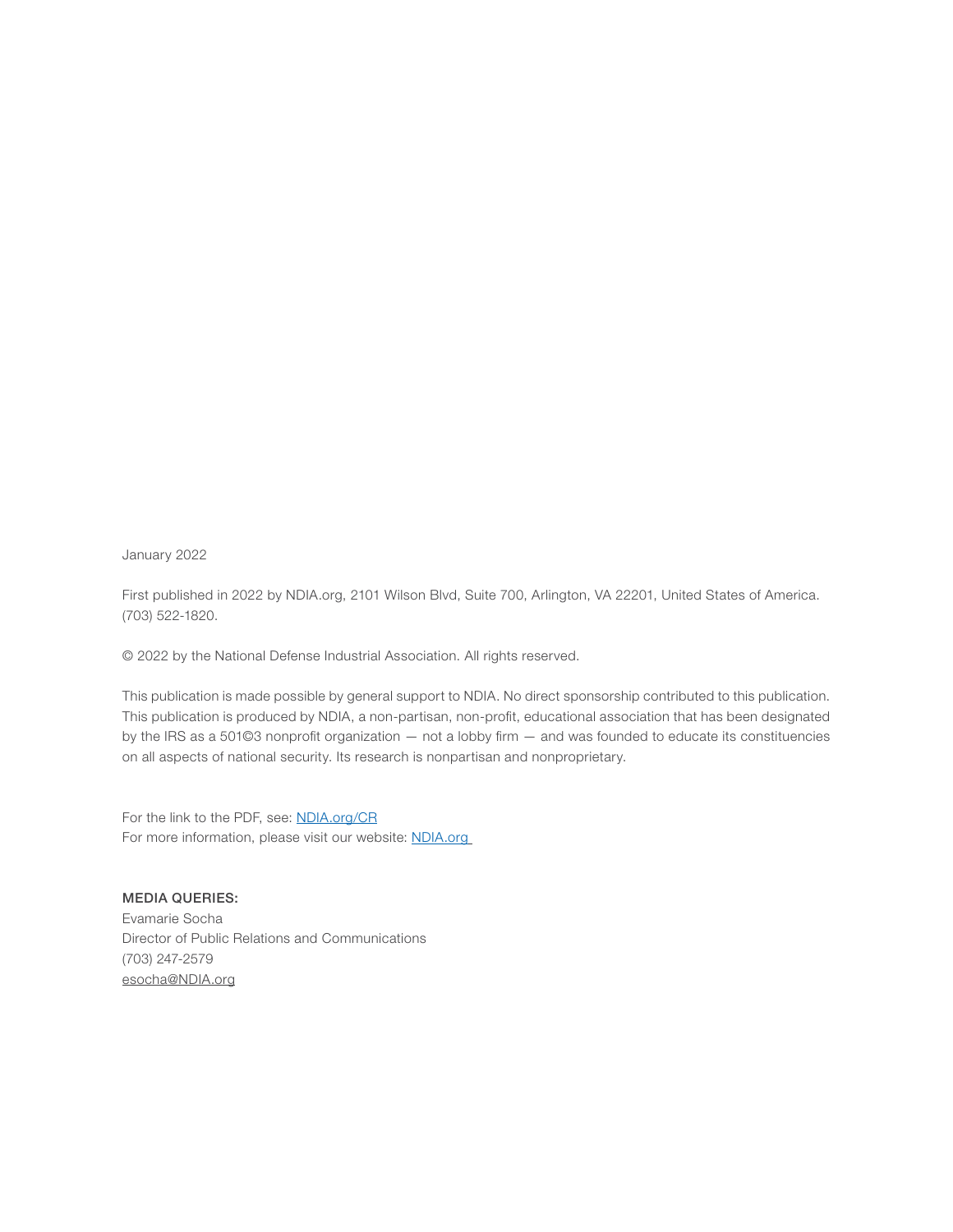January 2022

First published in 2022 by NDIA.org, 2101 Wilson Blvd, Suite 700, Arlington, VA 22201, United States of America. (703) 522-1820.

© 2022 by the National Defense Industrial Association. All rights reserved.

This publication is made possible by general support to NDIA. No direct sponsorship contributed to this publication. This publication is produced by NDIA, a non-partisan, non-profit, educational association that has been designated by the IRS as a 501©3 nonprofit organization — not a lobby firm — and was founded to educate its constituencies on all aspects of national security. Its research is nonpartisan and nonproprietary.

For the link to the PDF, see: [NDIA.org/CR](NDIA.org/CR)
For more information, please visit our website: [NDIA.org](NDIA.org)

**MEDIA QUERIES:**
Evamarie Socha
Director of Public Relations and Communications
(703) 247-2579
esocha@NDIA.org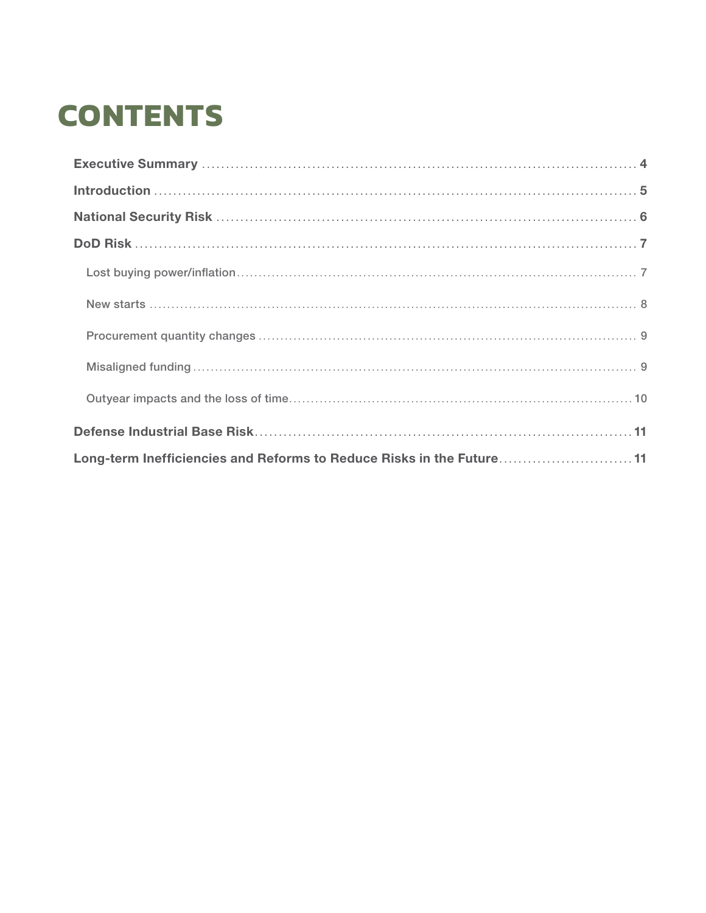# CONTENTS

**Executive Summary** ........................................................................................ **4**

**Introduction** ................................................................................................. **5**

**National Security Risk** ................................................................................... **6**

**DoD Risk** ..................................................................................................... **7**

- Lost buying power/inflation ........................................................................... 7
- New starts ................................................................................................... 8
- Procurement quantity changes ....................................................................... 9
- Misaligned funding ....................................................................................... 9
- Outyear impacts and the loss of time ............................................................. 10

**Defense Industrial Base Risk** .......................................................................... **11**

**Long-term Inefficiencies and Reforms to Reduce Risks in the Future** ..................... **11**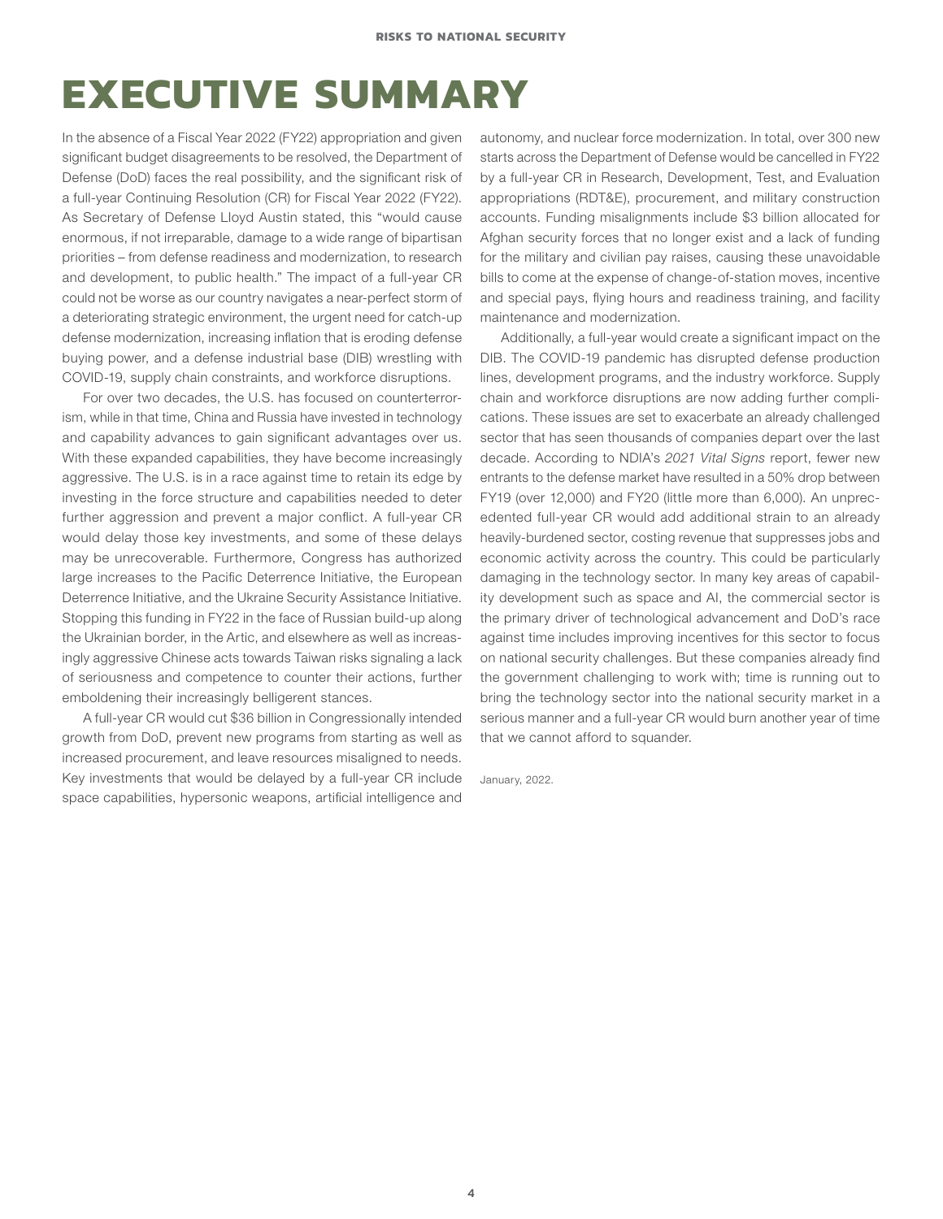# EXECUTIVE SUMMARY

In the absence of a Fiscal Year 2022 (FY22) appropriation and given significant budget disagreements to be resolved, the Department of Defense (DoD) faces the real possibility, and the significant risk of a full-year Continuing Resolution (CR) for Fiscal Year 2022 (FY22). As Secretary of Defense Lloyd Austin stated, this "would cause enormous, if not irreparable, damage to a wide range of bipartisan priorities – from defense readiness and modernization, to research and development, to public health." The impact of a full-year CR could not be worse as our country navigates a near-perfect storm of a deteriorating strategic environment, the urgent need for catch-up defense modernization, increasing inflation that is eroding defense buying power, and a defense industrial base (DIB) wrestling with COVID-19, supply chain constraints, and workforce disruptions.

For over two decades, the U.S. has focused on counterterrorism, while in that time, China and Russia have invested in technology and capability advances to gain significant advantages over us. With these expanded capabilities, they have become increasingly aggressive. The U.S. is in a race against time to retain its edge by investing in the force structure and capabilities needed to deter further aggression and prevent a major conflict. A full-year CR would delay those key investments, and some of these delays may be unrecoverable. Furthermore, Congress has authorized large increases to the Pacific Deterrence Initiative, the European Deterrence Initiative, and the Ukraine Security Assistance Initiative. Stopping this funding in FY22 in the face of Russian build-up along the Ukrainian border, in the Artic, and elsewhere as well as increasingly aggressive Chinese acts towards Taiwan risks signaling a lack of seriousness and competence to counter their actions, further emboldening their increasingly belligerent stances.

A full-year CR would cut $36 billion in Congressionally intended growth from DoD, prevent new programs from starting as well as increased procurement, and leave resources misaligned to needs. Key investments that would be delayed by a full-year CR include space capabilities, hypersonic weapons, artificial intelligence and autonomy, and nuclear force modernization. In total, over 300 new starts across the Department of Defense would be cancelled in FY22 by a full-year CR in Research, Development, Test, and Evaluation appropriations (RDT&E), procurement, and military construction accounts. Funding misalignments include $3 billion allocated for Afghan security forces that no longer exist and a lack of funding for the military and civilian pay raises, causing these unavoidable bills to come at the expense of change-of-station moves, incentive and special pays, flying hours and readiness training, and facility maintenance and modernization.

Additionally, a full-year would create a significant impact on the DIB. The COVID-19 pandemic has disrupted defense production lines, development programs, and the industry workforce. Supply chain and workforce disruptions are now adding further complications. These issues are set to exacerbate an already challenged sector that has seen thousands of companies depart over the last decade. According to NDIA's *2021 Vital Signs* report, fewer new entrants to the defense market have resulted in a 50% drop between FY19 (over 12,000) and FY20 (little more than 6,000). An unprecedented full-year CR would add additional strain to an already heavily-burdened sector, costing revenue that suppresses jobs and economic activity across the country. This could be particularly damaging in the technology sector. In many key areas of capability development such as space and AI, the commercial sector is the primary driver of technological advancement and DoD's race against time includes improving incentives for this sector to focus on national security challenges. But these companies already find the government challenging to work with; time is running out to bring the technology sector into the national security market in a serious manner and a full-year CR would burn another year of time that we cannot afford to squander.

January, 2022.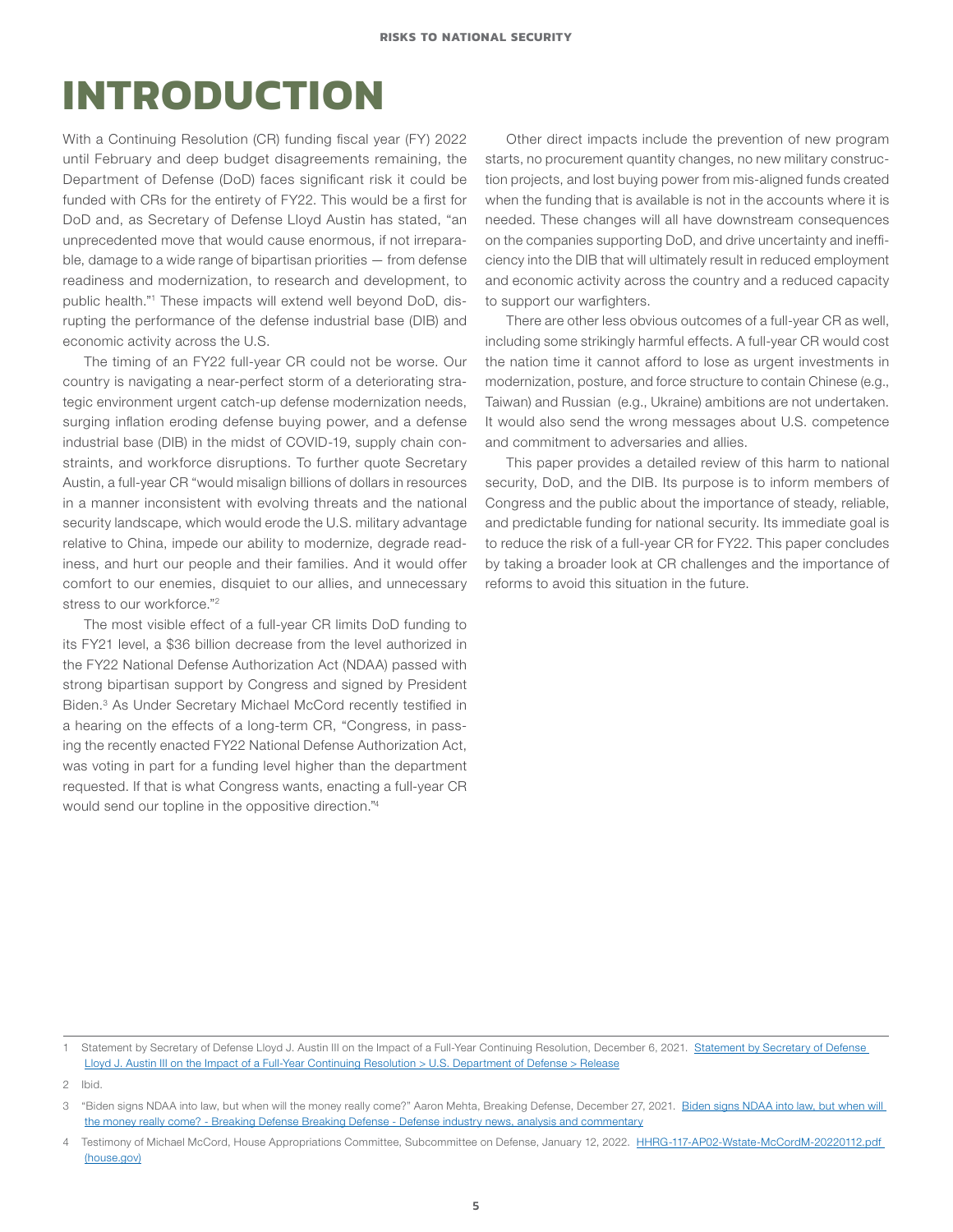# INTRODUCTION

With a Continuing Resolution (CR) funding fiscal year (FY) 2022 until February and deep budget disagreements remaining, the Department of Defense (DoD) faces significant risk it could be funded with CRs for the entirety of FY22. This would be a first for DoD and, as Secretary of Defense Lloyd Austin has stated, "an unprecedented move that would cause enormous, if not irreparable, damage to a wide range of bipartisan priorities — from defense readiness and modernization, to research and development, to public health."[1] These impacts will extend well beyond DoD, disrupting the performance of the defense industrial base (DIB) and economic activity across the U.S.

The timing of an FY22 full-year CR could not be worse. Our country is navigating a near-perfect storm of a deteriorating strategic environment urgent catch-up defense modernization needs, surging inflation eroding defense buying power, and a defense industrial base (DIB) in the midst of COVID-19, supply chain constraints, and workforce disruptions. To further quote Secretary Austin, a full-year CR "would misalign billions of dollars in resources in a manner inconsistent with evolving threats and the national security landscape, which would erode the U.S. military advantage relative to China, impede our ability to modernize, degrade readiness, and hurt our people and their families. And it would offer comfort to our enemies, disquiet to our allies, and unnecessary stress to our workforce."[2]

The most visible effect of a full-year CR limits DoD funding to its FY21 level, a $36 billion decrease from the level authorized in the FY22 National Defense Authorization Act (NDAA) passed with strong bipartisan support by Congress and signed by President Biden.[3] As Under Secretary Michael McCord recently testified in a hearing on the effects of a long-term CR, "Congress, in passing the recently enacted FY22 National Defense Authorization Act, was voting in part for a funding level higher than the department requested. If that is what Congress wants, enacting a full-year CR would send our topline in the oppositive direction."[4]

Other direct impacts include the prevention of new program starts, no procurement quantity changes, no new military construction projects, and lost buying power from mis-aligned funds created when the funding that is available is not in the accounts where it is needed. These changes will all have downstream consequences on the companies supporting DoD, and drive uncertainty and inefficiency into the DIB that will ultimately result in reduced employment and economic activity across the country and a reduced capacity to support our warfighters.

There are other less obvious outcomes of a full-year CR as well, including some strikingly harmful effects. A full-year CR would cost the nation time it cannot afford to lose as urgent investments in modernization, posture, and force structure to contain Chinese (e.g., Taiwan) and Russian (e.g., Ukraine) ambitions are not undertaken. It would also send the wrong messages about U.S. competence and commitment to adversaries and allies.

This paper provides a detailed review of this harm to national security, DoD, and the DIB. Its purpose is to inform members of Congress and the public about the importance of steady, reliable, and predictable funding for national security. Its immediate goal is to reduce the risk of a full-year CR for FY22. This paper concludes by taking a broader look at CR challenges and the importance of reforms to avoid this situation in the future.

---

1 Statement by Secretary of Defense Lloyd J. Austin III on the Impact of a Full-Year Continuing Resolution, December 6, 2021. Statement by Secretary of Defense Lloyd J. Austin III on the Impact of a Full-Year Continuing Resolution > U.S. Department of Defense > Release

2 Ibid.

3 "Biden signs NDAA into law, but when will the money really come?" Aaron Mehta, Breaking Defense, December 27, 2021. Biden signs NDAA into law, but when will the money really come? - Breaking Defense Breaking Defense - Defense industry news, analysis and commentary

4 Testimony of Michael McCord, House Appropriations Committee, Subcommittee on Defense, January 12, 2022. HHRG-117-AP02-Wstate-McCordM-20220112.pdf (house.gov)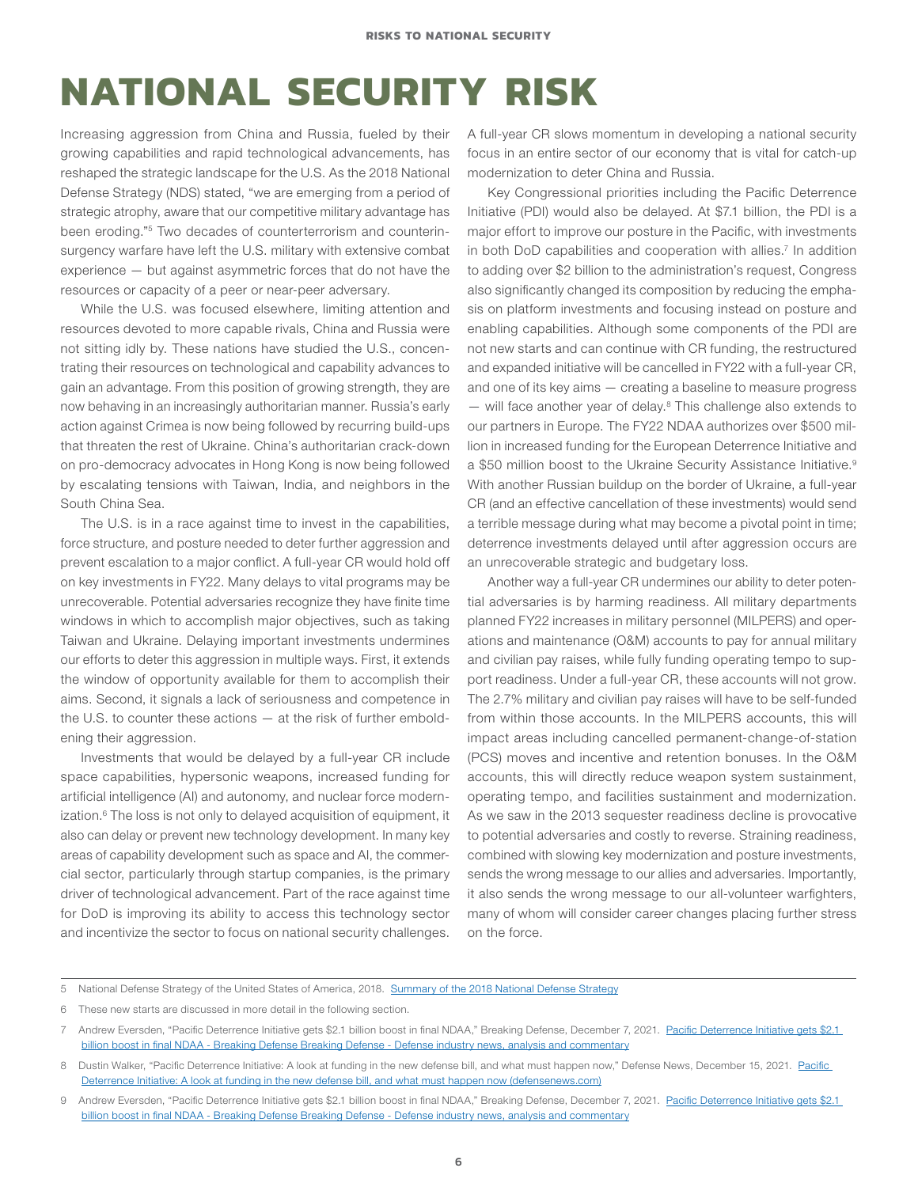# NATIONAL SECURITY RISK

Increasing aggression from China and Russia, fueled by their growing capabilities and rapid technological advancements, has reshaped the strategic landscape for the U.S. As the 2018 National Defense Strategy (NDS) stated, "we are emerging from a period of strategic atrophy, aware that our competitive military advantage has been eroding."[5] Two decades of counterterrorism and counterinsurgency warfare have left the U.S. military with extensive combat experience — but against asymmetric forces that do not have the resources or capacity of a peer or near-peer adversary.

While the U.S. was focused elsewhere, limiting attention and resources devoted to more capable rivals, China and Russia were not sitting idly by. These nations have studied the U.S., concentrating their resources on technological and capability advances to gain an advantage. From this position of growing strength, they are now behaving in an increasingly authoritarian manner. Russia's early action against Crimea is now being followed by recurring build-ups that threaten the rest of Ukraine. China's authoritarian crack-down on pro-democracy advocates in Hong Kong is now being followed by escalating tensions with Taiwan, India, and neighbors in the South China Sea.

The U.S. is in a race against time to invest in the capabilities, force structure, and posture needed to deter further aggression and prevent escalation to a major conflict. A full-year CR would hold off on key investments in FY22. Many delays to vital programs may be unrecoverable. Potential adversaries recognize they have finite time windows in which to accomplish major objectives, such as taking Taiwan and Ukraine. Delaying important investments undermines our efforts to deter this aggression in multiple ways. First, it extends the window of opportunity available for them to accomplish their aims. Second, it signals a lack of seriousness and competence in the U.S. to counter these actions — at the risk of further emboldening their aggression.

Investments that would be delayed by a full-year CR include space capabilities, hypersonic weapons, increased funding for artificial intelligence (AI) and autonomy, and nuclear force modernization.[6] The loss is not only to delayed acquisition of equipment, it also can delay or prevent new technology development. In many key areas of capability development such as space and AI, the commercial sector, particularly through startup companies, is the primary driver of technological advancement. Part of the race against time for DoD is improving its ability to access this technology sector and incentivize the sector to focus on national security challenges. A full-year CR slows momentum in developing a national security focus in an entire sector of our economy that is vital for catch-up modernization to deter China and Russia.

Key Congressional priorities including the Pacific Deterrence Initiative (PDI) would also be delayed. At $7.1 billion, the PDI is a major effort to improve our posture in the Pacific, with investments in both DoD capabilities and cooperation with allies.[7] In addition to adding over $2 billion to the administration's request, Congress also significantly changed its composition by reducing the emphasis on platform investments and focusing instead on posture and enabling capabilities. Although some components of the PDI are not new starts and can continue with CR funding, the restructured and expanded initiative will be cancelled in FY22 with a full-year CR, and one of its key aims — creating a baseline to measure progress — will face another year of delay.[8] This challenge also extends to our partners in Europe. The FY22 NDAA authorizes over $500 million in increased funding for the European Deterrence Initiative and a $50 million boost to the Ukraine Security Assistance Initiative.[9] With another Russian buildup on the border of Ukraine, a full-year CR (and an effective cancellation of these investments) would send a terrible message during what may become a pivotal point in time; deterrence investments delayed until after aggression occurs are an unrecoverable strategic and budgetary loss.

Another way a full-year CR undermines our ability to deter potential adversaries is by harming readiness. All military departments planned FY22 increases in military personnel (MILPERS) and operations and maintenance (O&M) accounts to pay for annual military and civilian pay raises, while fully funding operating tempo to support readiness. Under a full-year CR, these accounts will not grow. The 2.7% military and civilian pay raises will have to be self-funded from within those accounts. In the MILPERS accounts, this will impact areas including cancelled permanent-change-of-station (PCS) moves and incentive and retention bonuses. In the O&M accounts, this will directly reduce weapon system sustainment, operating tempo, and facilities sustainment and modernization. As we saw in the 2013 sequester readiness decline is provocative to potential adversaries and costly to reverse. Straining readiness, combined with slowing key modernization and posture investments, sends the wrong message to our allies and adversaries. Importantly, it also sends the wrong message to our all-volunteer warfighters, many of whom will consider career changes placing further stress on the force.

---

5 National Defense Strategy of the United States of America, 2018. Summary of the 2018 National Defense Strategy

6 These new starts are discussed in more detail in the following section.

7 Andrew Eversden, "Pacific Deterrence Initiative gets $2.1 billion boost in final NDAA," Breaking Defense, December 7, 2021. Pacific Deterrence Initiative gets $2.1 billion boost in final NDAA - Breaking Defense Breaking Defense - Defense industry news, analysis and commentary

8 Dustin Walker, "Pacific Deterrence Initiative: A look at funding in the new defense bill, and what must happen now," Defense News, December 15, 2021. Pacific Deterrence Initiative: A look at funding in the new defense bill, and what must happen now (defensenews.com)

9 Andrew Eversden, "Pacific Deterrence Initiative gets $2.1 billion boost in final NDAA," Breaking Defense, December 7, 2021. Pacific Deterrence Initiative gets $2.1 billion boost in final NDAA - Breaking Defense Breaking Defense - Defense industry news, analysis and commentary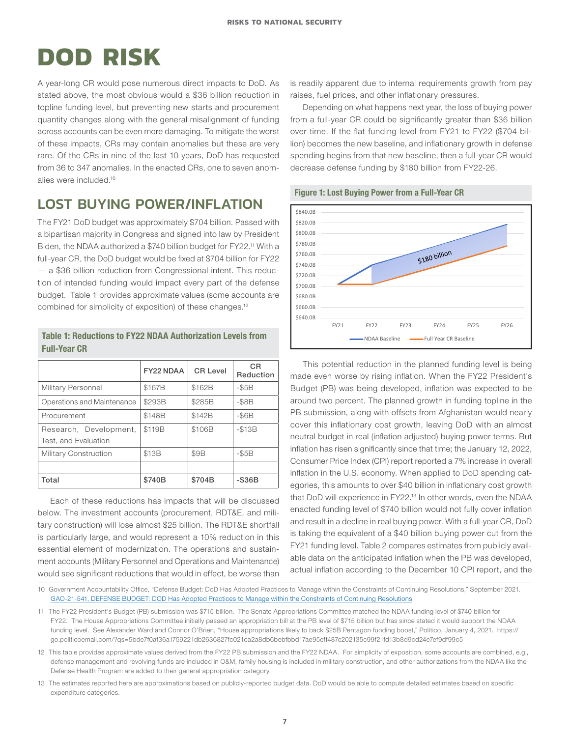# DOD RISK

A year-long CR would pose numerous direct impacts to DoD. As stated above, the most obvious would a $36 billion reduction in topline funding level, but preventing new starts and procurement quantity changes along with the general misalignment of funding across accounts can be even more damaging. To mitigate the worst of these impacts, CRs may contain anomalies but these are very rare. Of the CRs in nine of the last 10 years, DoD has requested from 36 to 347 anomalies. In the enacted CRs, one to seven anomalies were included.[10]

## LOST BUYING POWER/INFLATION

The FY21 DoD budget was approximately $704 billion. Passed with a bipartisan majority in Congress and signed into law by President Biden, the NDAA authorized a $740 billion budget for FY22.[11] With a full-year CR, the DoD budget would be fixed at $704 billion for FY22 — a $36 billion reduction from Congressional intent. This reduction of intended funding would impact every part of the defense budget. Table 1 provides approximate values (some accounts are combined for simplicity of exposition) of these changes.[12]

**Table 1: Reductions to FY22 NDAA Authorization Levels from Full-Year CR**

| | FY22 NDAA | CR Level | CR Reduction |
|---|---|---|---|
| Military Personnel | $167B | $162B | -$5B |
| Operations and Maintenance | $293B | $285B | -$8B |
| Procurement | $148B | $142B | -$6B |
| Research, Development, Test, and Evaluation | $119B | $106B | -$13B |
| Military Construction | $13B | $9B | -$5B |
| | | | |
| **Total** | **$740B** | **$704B** | **-$36B** |

Each of these reductions has impacts that will be discussed below. The investment accounts (procurement, RDT&E, and military construction) will lose almost $25 billion. The RDT&E shortfall is particularly large, and would represent a 10% reduction in this essential element of modernization. The operations and sustainment accounts (Military Personnel and Operations and Maintenance) would see significant reductions that would in effect, be worse than is readily apparent due to internal requirements growth from pay raises, fuel prices, and other inflationary pressures.

Depending on what happens next year, the loss of buying power from a full-year CR could be significantly greater than $36 billion over time. If the flat funding level from FY21 to FY22 ($704 billion) becomes the new baseline, and inflationary growth in defense spending begins from that new baseline, then a full-year CR would decrease defense funding by $180 billion from FY22-26.

**Figure 1: Lost Buying Power from a Full-Year CR**

This potential reduction in the planned funding level is being made even worse by rising inflation. When the FY22 President's Budget (PB) was being developed, inflation was expected to be around two percent. The planned growth in funding topline in the PB submission, along with offsets from Afghanistan would nearly cover this inflationary cost growth, leaving DoD with an almost neutral budget in real (inflation adjusted) buying power terms. But inflation has risen significantly since that time; the January 12, 2022, Consumer Price Index (CPI) report reported a 7% increase in overall inflation in the U.S. economy. When applied to DoD spending categories, this amounts to over $40 billion in inflationary cost growth that DoD will experience in FY22.[13] In other words, even the NDAA enacted funding level of $740 billion would not fully cover inflation and result in a decline in real buying power. With a full-year CR, DoD is taking the equivalent of a $40 billion buying power cut from the FY21 funding level. Table 2 compares estimates from publicly available data on the anticipated inflation when the PB was developed, actual inflation according to the December 10 CPI report, and the

---

10 Government Accountability Office, "Defense Budget: DoD Has Adopted Practices to Manage within the Constraints of Continuing Resolutions," September 2021. GAO-21-541, DEFENSE BUDGET: DOD Has Adopted Practices to Manage within the Constraints of Continuing Resolutions

11 The FY22 President's Budget (PB) submission was $715 billion. The Senate Appropriations Committee matched the NDAA funding level of $740 billion for FY22. The House Appropriations Committee initially passed an appropriation bill at the PB level of $715 billion but has since stated it would support the NDAA funding level. See Alexander Ward and Connor O'Brien, "House appropriations likely to back $25B Pentagon funding boost," Politico, January 4, 2021. https://go.politicoemail.com/?qs=5bde7f0af36a1759221db2636827fc021ca2a8db6bebfbbd17ae95eff487c202135c99f21fd13b8d9cd24e7ef9df99c5

12 This table provides approximate values derived from the FY22 PB submission and the FY22 NDAA. For simplicity of exposition, some accounts are combined, e.g., defense management and revolving funds are included in O&M, family housing is included in military construction, and other authorizations from the NDAA like the Defense Health Program are added to their general appropriation category.

13 The estimates reported here are approximations based on publicly-reported budget data. DoD would be able to compute detailed estimates based on specific expenditure categories.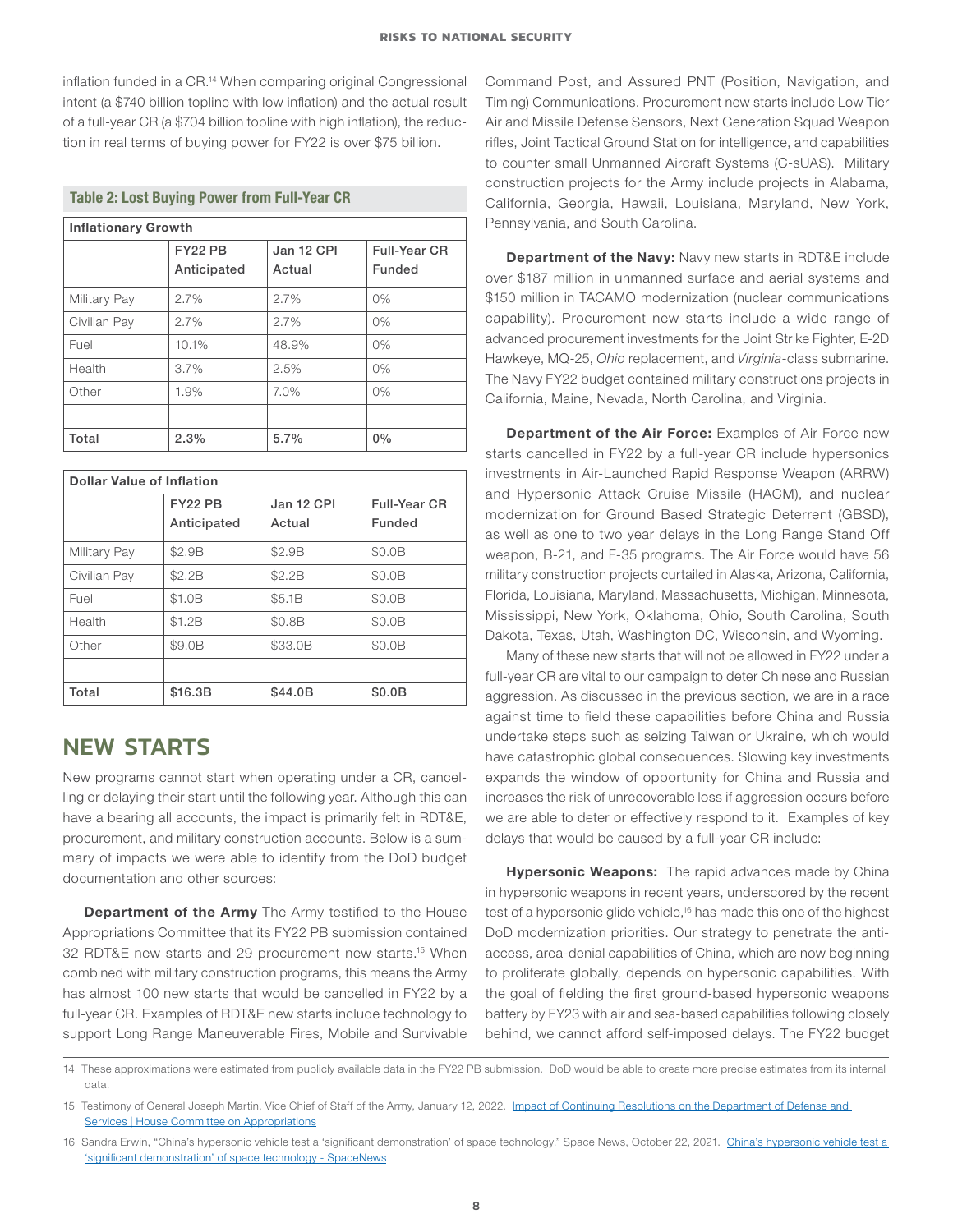inflation funded in a CR.[14] When comparing original Congressional intent (a $740 billion topline with low inflation) and the actual result of a full-year CR (a $704 billion topline with high inflation), the reduction in real terms of buying power for FY22 is over $75 billion.

**Table 2: Lost Buying Power from Full-Year CR**

| **Inflationary Growth** | | | |
|---|---|---|---|
| | FY22 PB Anticipated | Jan 12 CPI Actual | Full-Year CR Funded |
| Military Pay | 2.7% | 2.7% | 0% |
| Civilian Pay | 2.7% | 2.7% | 0% |
| Fuel | 10.1% | 48.9% | 0% |
| Health | 3.7% | 2.5% | 0% |
| Other | 1.9% | 7.0% | 0% |
| | | | |
| **Total** | **2.3%** | **5.7%** | **0%** |

| **Dollar Value of Inflation** | | | |
|---|---|---|---|
| | FY22 PB Anticipated | Jan 12 CPI Actual | Full-Year CR Funded |
| Military Pay | $2.9B | $2.9B | $0.0B |
| Civilian Pay | $2.2B | $2.2B | $0.0B |
| Fuel | $1.0B | $5.1B | $0.0B |
| Health | $1.2B | $0.8B | $0.0B |
| Other | $9.0B | $33.0B | $0.0B |
| | | | |
| **Total** | **$16.3B** | **$44.0B** | **$0.0B** |

## NEW STARTS

New programs cannot start when operating under a CR, cancelling or delaying their start until the following year. Although this can have a bearing all accounts, the impact is primarily felt in RDT&E, procurement, and military construction accounts. Below is a summary of impacts we were able to identify from the DoD budget documentation and other sources:

**Department of the Army** The Army testified to the House Appropriations Committee that its FY22 PB submission contained 32 RDT&E new starts and 29 procurement new starts.[15] When combined with military construction programs, this means the Army has almost 100 new starts that would be cancelled in FY22 by a full-year CR. Examples of RDT&E new starts include technology to support Long Range Maneuverable Fires, Mobile and Survivable Command Post, and Assured PNT (Position, Navigation, and Timing) Communications. Procurement new starts include Low Tier Air and Missile Defense Sensors, Next Generation Squad Weapon rifles, Joint Tactical Ground Station for intelligence, and capabilities to counter small Unmanned Aircraft Systems (C-sUAS). Military construction projects for the Army include projects in Alabama, California, Georgia, Hawaii, Louisiana, Maryland, New York, Pennsylvania, and South Carolina.

**Department of the Navy:** Navy new starts in RDT&E include over $187 million in unmanned surface and aerial systems and $150 million in TACAMO modernization (nuclear communications capability). Procurement new starts include a wide range of advanced procurement investments for the Joint Strike Fighter, E-2D Hawkeye, MQ-25, *Ohio* replacement, and *Virginia*-class submarine. The Navy FY22 budget contained military constructions projects in California, Maine, Nevada, North Carolina, and Virginia.

**Department of the Air Force:** Examples of Air Force new starts cancelled in FY22 by a full-year CR include hypersonics investments in Air-Launched Rapid Response Weapon (ARRW) and Hypersonic Attack Cruise Missile (HACM), and nuclear modernization for Ground Based Strategic Deterrent (GBSD), as well as one to two year delays in the Long Range Stand Off weapon, B-21, and F-35 programs. The Air Force would have 56 military construction projects curtailed in Alaska, Arizona, California, Florida, Louisiana, Maryland, Massachusetts, Michigan, Minnesota, Mississippi, New York, Oklahoma, Ohio, South Carolina, South Dakota, Texas, Utah, Washington DC, Wisconsin, and Wyoming.

Many of these new starts that will not be allowed in FY22 under a full-year CR are vital to our campaign to deter Chinese and Russian aggression. As discussed in the previous section, we are in a race against time to field these capabilities before China and Russia undertake steps such as seizing Taiwan or Ukraine, which would have catastrophic global consequences. Slowing key investments expands the window of opportunity for China and Russia and increases the risk of unrecoverable loss if aggression occurs before we are able to deter or effectively respond to it. Examples of key delays that would be caused by a full-year CR include:

**Hypersonic Weapons:** The rapid advances made by China in hypersonic weapons in recent years, underscored by the recent test of a hypersonic glide vehicle,[16] has made this one of the highest DoD modernization priorities. Our strategy to penetrate the anti-access, area-denial capabilities of China, which are now beginning to proliferate globally, depends on hypersonic capabilities. With the goal of fielding the first ground-based hypersonic weapons battery by FY23 with air and sea-based capabilities following closely behind, we cannot afford self-imposed delays. The FY22 budget

---

14 These approximations were estimated from publicly available data in the FY22 PB submission. DoD would be able to create more precise estimates from its internal data.

15 Testimony of General Joseph Martin, Vice Chief of Staff of the Army, January 12, 2022. Impact of Continuing Resolutions on the Department of Defense and Services | House Committee on Appropriations

16 Sandra Erwin, "China's hypersonic vehicle test a 'significant demonstration' of space technology." Space News, October 22, 2021. China's hypersonic vehicle test a 'significant demonstration' of space technology - SpaceNews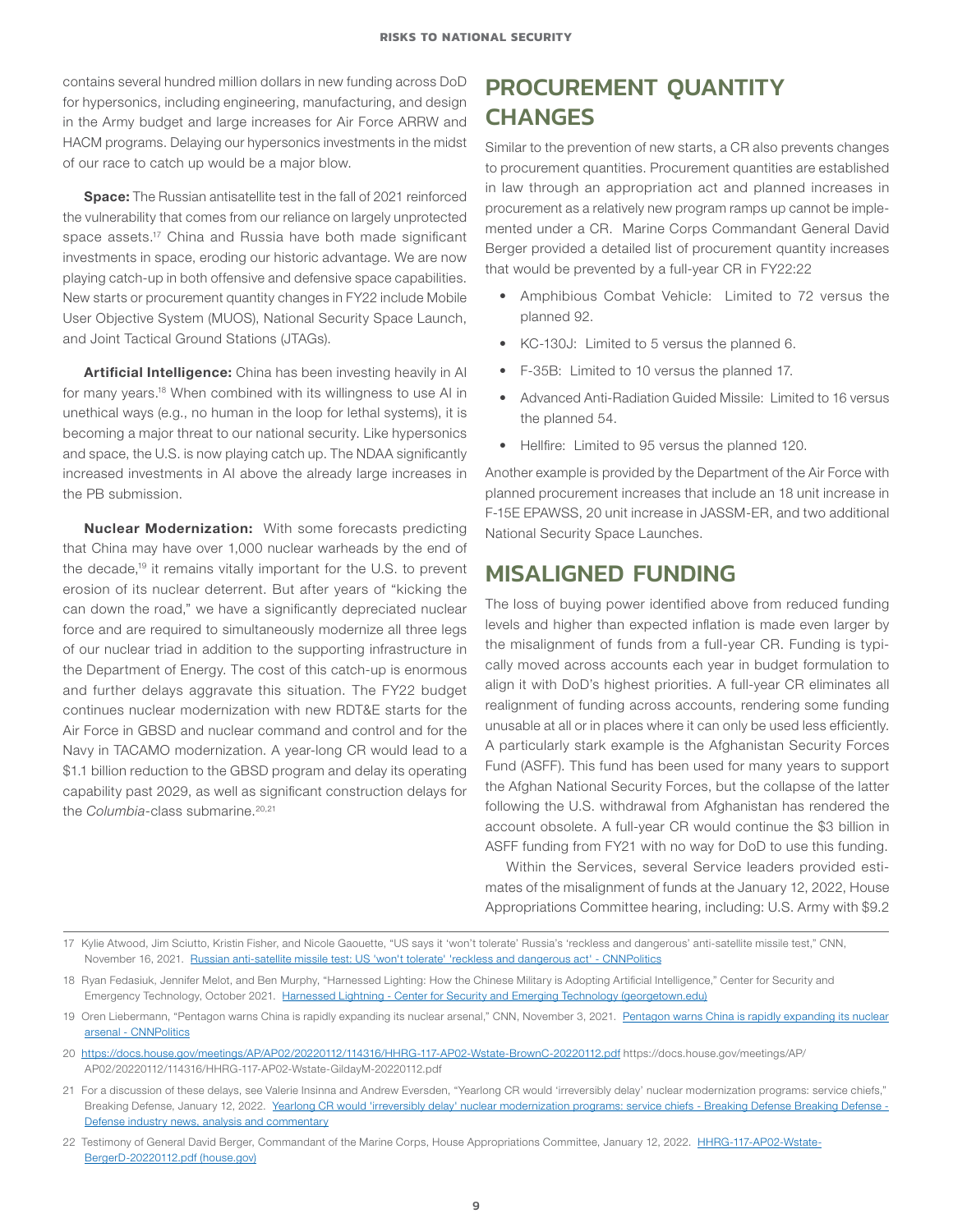contains several hundred million dollars in new funding across DoD for hypersonics, including engineering, manufacturing, and design in the Army budget and large increases for Air Force ARRW and HACM programs. Delaying our hypersonics investments in the midst of our race to catch up would be a major blow.

**Space:** The Russian antisatellite test in the fall of 2021 reinforced the vulnerability that comes from our reliance on largely unprotected space assets.[17] China and Russia have both made significant investments in space, eroding our historic advantage. We are now playing catch-up in both offensive and defensive space capabilities. New starts or procurement quantity changes in FY22 include Mobile User Objective System (MUOS), National Security Space Launch, and Joint Tactical Ground Stations (JTAGs).

**Artificial Intelligence:** China has been investing heavily in AI for many years.[18] When combined with its willingness to use AI in unethical ways (e.g., no human in the loop for lethal systems), it is becoming a major threat to our national security. Like hypersonics and space, the U.S. is now playing catch up. The NDAA significantly increased investments in AI above the already large increases in the PB submission.

**Nuclear Modernization:** With some forecasts predicting that China may have over 1,000 nuclear warheads by the end of the decade,[19] it remains vitally important for the U.S. to prevent erosion of its nuclear deterrent. But after years of "kicking the can down the road," we have a significantly depreciated nuclear force and are required to simultaneously modernize all three legs of our nuclear triad in addition to the supporting infrastructure in the Department of Energy. The cost of this catch-up is enormous and further delays aggravate this situation. The FY22 budget continues nuclear modernization with new RDT&E starts for the Air Force in GBSD and nuclear command and control and for the Navy in TACAMO modernization. A year-long CR would lead to a $1.1 billion reduction to the GBSD program and delay its operating capability past 2029, as well as significant construction delays for the *Columbia*-class submarine.[20,21]

## PROCUREMENT QUANTITY CHANGES

Similar to the prevention of new starts, a CR also prevents changes to procurement quantities. Procurement quantities are established in law through an appropriation act and planned increases in procurement as a relatively new program ramps up cannot be implemented under a CR. Marine Corps Commandant General David Berger provided a detailed list of procurement quantity increases that would be prevented by a full-year CR in FY22:22

- Amphibious Combat Vehicle: Limited to 72 versus the planned 92.
- KC-130J: Limited to 5 versus the planned 6.
- F-35B: Limited to 10 versus the planned 17.
- Advanced Anti-Radiation Guided Missile: Limited to 16 versus the planned 54.
- Hellfire: Limited to 95 versus the planned 120.

Another example is provided by the Department of the Air Force with planned procurement increases that include an 18 unit increase in F-15E EPAWSS, 20 unit increase in JASSM-ER, and two additional National Security Space Launches.

## MISALIGNED FUNDING

The loss of buying power identified above from reduced funding levels and higher than expected inflation is made even larger by the misalignment of funds from a full-year CR. Funding is typically moved across accounts each year in budget formulation to align it with DoD's highest priorities. A full-year CR eliminates all realignment of funding across accounts, rendering some funding unusable at all or in places where it can only be used less efficiently. A particularly stark example is the Afghanistan Security Forces Fund (ASFF). This fund has been used for many years to support the Afghan National Security Forces, but the collapse of the latter following the U.S. withdrawal from Afghanistan has rendered the account obsolete. A full-year CR would continue the $3 billion in ASFF funding from FY21 with no way for DoD to use this funding.

Within the Services, several Service leaders provided estimates of the misalignment of funds at the January 12, 2022, House Appropriations Committee hearing, including: U.S. Army with $9.2

---

17 Kylie Atwood, Jim Sciutto, Kristin Fisher, and Nicole Gaouette, "US says it 'won't tolerate' Russia's 'reckless and dangerous' anti-satellite missile test," CNN, November 16, 2021. [Russian anti-satellite missile test: US 'won't tolerate' 'reckless and dangerous act' - CNNPolitics]

18 Ryan Fedasiuk, Jennifer Melot, and Ben Murphy, "Harnessed Lighting: How the Chinese Military is Adopting Artificial Intelligence," Center for Security and Emergency Technology, October 2021. [Harnessed Lightning - Center for Security and Emerging Technology (georgetown.edu)]

19 Oren Liebermann, "Pentagon warns China is rapidly expanding its nuclear arsenal," CNN, November 3, 2021. [Pentagon warns China is rapidly expanding its nuclear arsenal - CNNPolitics]

20 https://docs.house.gov/meetings/AP/AP02/20220112/114316/HHRG-117-AP02-Wstate-BrownC-20220112.pdf https://docs.house.gov/meetings/AP/AP02/20220112/114316/HHRG-117-AP02-Wstate-GildayM-20220112.pdf

21 For a discussion of these delays, see Valerie Insinna and Andrew Eversden, "Yearlong CR would 'irreversibly delay' nuclear modernization programs: service chiefs," Breaking Defense, January 12, 2022. [Yearlong CR would 'irreversibly delay' nuclear modernization programs: service chiefs - Breaking Defense Breaking Defense - Defense industry news, analysis and commentary]

22 Testimony of General David Berger, Commandant of the Marine Corps, House Appropriations Committee, January 12, 2022. [HHRG-117-AP02-Wstate-BergerD-20220112.pdf (house.gov)]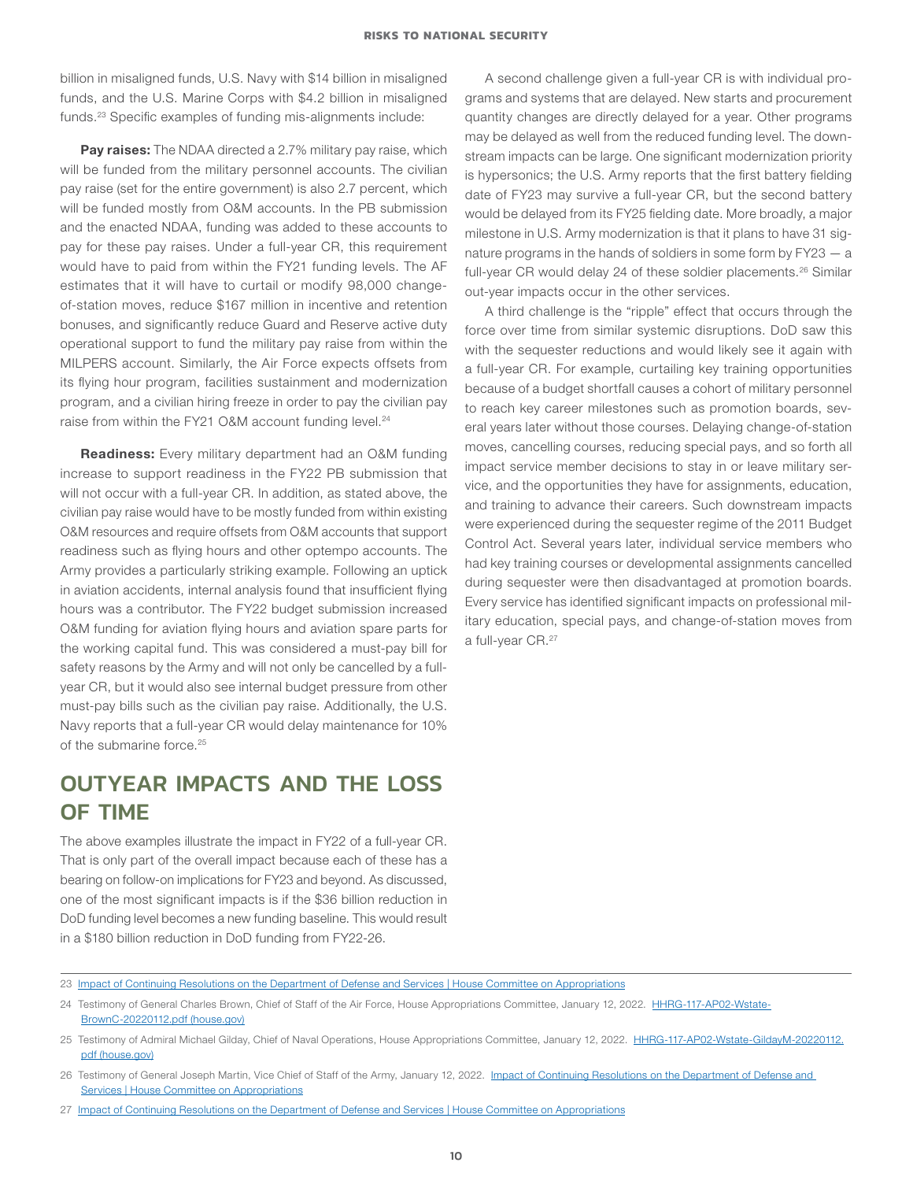billion in misaligned funds, U.S. Navy with $14 billion in misaligned funds, and the U.S. Marine Corps with $4.2 billion in misaligned funds.[23] Specific examples of funding mis-alignments include:

**Pay raises:** The NDAA directed a 2.7% military pay raise, which will be funded from the military personnel accounts. The civilian pay raise (set for the entire government) is also 2.7 percent, which will be funded mostly from O&M accounts. In the PB submission and the enacted NDAA, funding was added to these accounts to pay for these pay raises. Under a full-year CR, this requirement would have to paid from within the FY21 funding levels. The AF estimates that it will have to curtail or modify 98,000 change-of-station moves, reduce $167 million in incentive and retention bonuses, and significantly reduce Guard and Reserve active duty operational support to fund the military pay raise from within the MILPERS account. Similarly, the Air Force expects offsets from its flying hour program, facilities sustainment and modernization program, and a civilian hiring freeze in order to pay the civilian pay raise from within the FY21 O&M account funding level.[24]

**Readiness:** Every military department had an O&M funding increase to support readiness in the FY22 PB submission that will not occur with a full-year CR. In addition, as stated above, the civilian pay raise would have to be mostly funded from within existing O&M resources and require offsets from O&M accounts that support readiness such as flying hours and other optempo accounts. The Army provides a particularly striking example. Following an uptick in aviation accidents, internal analysis found that insufficient flying hours was a contributor. The FY22 budget submission increased O&M funding for aviation flying hours and aviation spare parts for the working capital fund. This was considered a must-pay bill for safety reasons by the Army and will not only be cancelled by a full-year CR, but it would also see internal budget pressure from other must-pay bills such as the civilian pay raise. Additionally, the U.S. Navy reports that a full-year CR would delay maintenance for 10% of the submarine force.[25]

## OUTYEAR IMPACTS AND THE LOSS OF TIME

The above examples illustrate the impact in FY22 of a full-year CR. That is only part of the overall impact because each of these has a bearing on follow-on implications for FY23 and beyond. As discussed, one of the most significant impacts is if the $36 billion reduction in DoD funding level becomes a new funding baseline. This would result in a $180 billion reduction in DoD funding from FY22-26.

A second challenge given a full-year CR is with individual programs and systems that are delayed. New starts and procurement quantity changes are directly delayed for a year. Other programs may be delayed as well from the reduced funding level. The downstream impacts can be large. One significant modernization priority is hypersonics; the U.S. Army reports that the first battery fielding date of FY23 may survive a full-year CR, but the second battery would be delayed from its FY25 fielding date. More broadly, a major milestone in U.S. Army modernization is that it plans to have 31 signature programs in the hands of soldiers in some form by FY23 — a full-year CR would delay 24 of these soldier placements.[26] Similar out-year impacts occur in the other services.

A third challenge is the "ripple" effect that occurs through the force over time from similar systemic disruptions. DoD saw this with the sequester reductions and would likely see it again with a full-year CR. For example, curtailing key training opportunities because of a budget shortfall causes a cohort of military personnel to reach key career milestones such as promotion boards, several years later without those courses. Delaying change-of-station moves, cancelling courses, reducing special pays, and so forth all impact service member decisions to stay in or leave military service, and the opportunities they have for assignments, education, and training to advance their careers. Such downstream impacts were experienced during the sequester regime of the 2011 Budget Control Act. Several years later, individual service members who had key training courses or developmental assignments cancelled during sequester were then disadvantaged at promotion boards. Every service has identified significant impacts on professional military education, special pays, and change-of-station moves from a full-year CR.[27]

---

23 Impact of Continuing Resolutions on the Department of Defense and Services | House Committee on Appropriations

24 Testimony of General Charles Brown, Chief of Staff of the Air Force, House Appropriations Committee, January 12, 2022. HHRG-117-AP02-Wstate-BrownC-20220112.pdf (house.gov)

25 Testimony of Admiral Michael Gilday, Chief of Naval Operations, House Appropriations Committee, January 12, 2022. HHRG-117-AP02-Wstate-GildayM-20220112.pdf (house.gov)

26 Testimony of General Joseph Martin, Vice Chief of Staff of the Army, January 12, 2022. Impact of Continuing Resolutions on the Department of Defense and Services | House Committee on Appropriations

27 Impact of Continuing Resolutions on the Department of Defense and Services | House Committee on Appropriations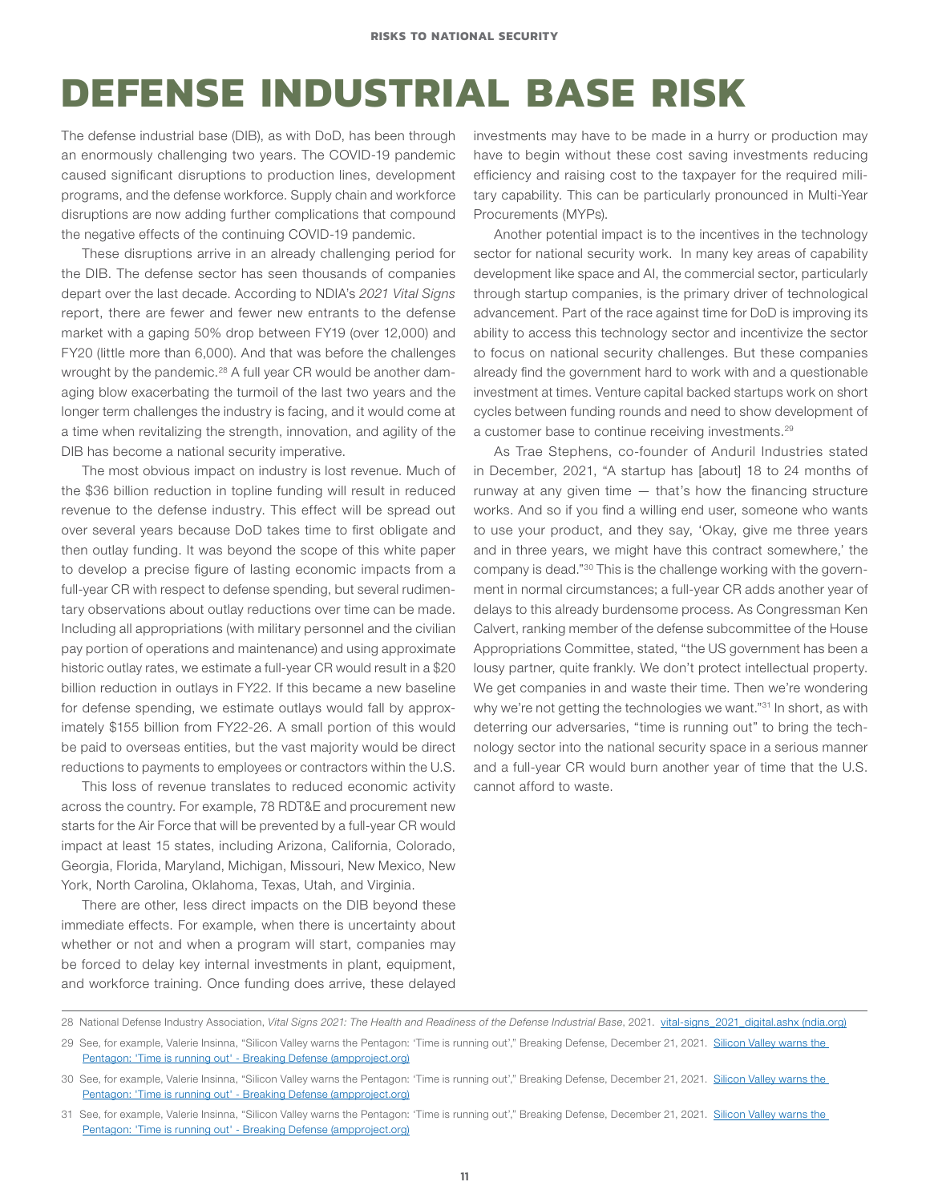# DEFENSE INDUSTRIAL BASE RISK

The defense industrial base (DIB), as with DoD, has been through an enormously challenging two years. The COVID-19 pandemic caused significant disruptions to production lines, development programs, and the defense workforce. Supply chain and workforce disruptions are now adding further complications that compound the negative effects of the continuing COVID-19 pandemic.

These disruptions arrive in an already challenging period for the DIB. The defense sector has seen thousands of companies depart over the last decade. According to NDIA's *2021 Vital Signs* report, there are fewer and fewer new entrants to the defense market with a gaping 50% drop between FY19 (over 12,000) and FY20 (little more than 6,000). And that was before the challenges wrought by the pandemic.[28] A full year CR would be another damaging blow exacerbating the turmoil of the last two years and the longer term challenges the industry is facing, and it would come at a time when revitalizing the strength, innovation, and agility of the DIB has become a national security imperative.

The most obvious impact on industry is lost revenue. Much of the $36 billion reduction in topline funding will result in reduced revenue to the defense industry. This effect will be spread out over several years because DoD takes time to first obligate and then outlay funding. It was beyond the scope of this white paper to develop a precise figure of lasting economic impacts from a full-year CR with respect to defense spending, but several rudimentary observations about outlay reductions over time can be made. Including all appropriations (with military personnel and the civilian pay portion of operations and maintenance) and using approximate historic outlay rates, we estimate a full-year CR would result in a $20 billion reduction in outlays in FY22. If this became a new baseline for defense spending, we estimate outlays would fall by approximately $155 billion from FY22-26. A small portion of this would be paid to overseas entities, but the vast majority would be direct reductions to payments to employees or contractors within the U.S.

This loss of revenue translates to reduced economic activity across the country. For example, 78 RDT&E and procurement new starts for the Air Force that will be prevented by a full-year CR would impact at least 15 states, including Arizona, California, Colorado, Georgia, Florida, Maryland, Michigan, Missouri, New Mexico, New York, North Carolina, Oklahoma, Texas, Utah, and Virginia.

There are other, less direct impacts on the DIB beyond these immediate effects. For example, when there is uncertainty about whether or not and when a program will start, companies may be forced to delay key internal investments in plant, equipment, and workforce training. Once funding does arrive, these delayed investments may have to be made in a hurry or production may have to begin without these cost saving investments reducing efficiency and raising cost to the taxpayer for the required military capability. This can be particularly pronounced in Multi-Year Procurements (MYPs).

Another potential impact is to the incentives in the technology sector for national security work. In many key areas of capability development like space and AI, the commercial sector, particularly through startup companies, is the primary driver of technological advancement. Part of the race against time for DoD is improving its ability to access this technology sector and incentivize the sector to focus on national security challenges. But these companies already find the government hard to work with and a questionable investment at times. Venture capital backed startups work on short cycles between funding rounds and need to show development of a customer base to continue receiving investments.[29]

As Trae Stephens, co-founder of Anduril Industries stated in December, 2021, "A startup has [about] 18 to 24 months of runway at any given time — that's how the financing structure works. And so if you find a willing end user, someone who wants to use your product, and they say, 'Okay, give me three years and in three years, we might have this contract somewhere,' the company is dead."[30] This is the challenge working with the government in normal circumstances; a full-year CR adds another year of delays to this already burdensome process. As Congressman Ken Calvert, ranking member of the defense subcommittee of the House Appropriations Committee, stated, "the US government has been a lousy partner, quite frankly. We don't protect intellectual property. We get companies in and waste their time. Then we're wondering why we're not getting the technologies we want."[31] In short, as with deterring our adversaries, "time is running out" to bring the technology sector into the national security space in a serious manner and a full-year CR would burn another year of time that the U.S. cannot afford to waste.

---

28 National Defense Industry Association, *Vital Signs 2021: The Health and Readiness of the Defense Industrial Base*, 2021. vital-signs_2021_digital.ashx (ndia.org)

29 See, for example, Valerie Insinna, "Silicon Valley warns the Pentagon: 'Time is running out'," Breaking Defense, December 21, 2021. Silicon Valley warns the Pentagon: 'Time is running out' - Breaking Defense (ampproject.org)

30 See, for example, Valerie Insinna, "Silicon Valley warns the Pentagon: 'Time is running out'," Breaking Defense, December 21, 2021. Silicon Valley warns the Pentagon: 'Time is running out' - Breaking Defense (ampproject.org)

31 See, for example, Valerie Insinna, "Silicon Valley warns the Pentagon: 'Time is running out'," Breaking Defense, December 21, 2021. Silicon Valley warns the Pentagon: 'Time is running out' - Breaking Defense (ampproject.org)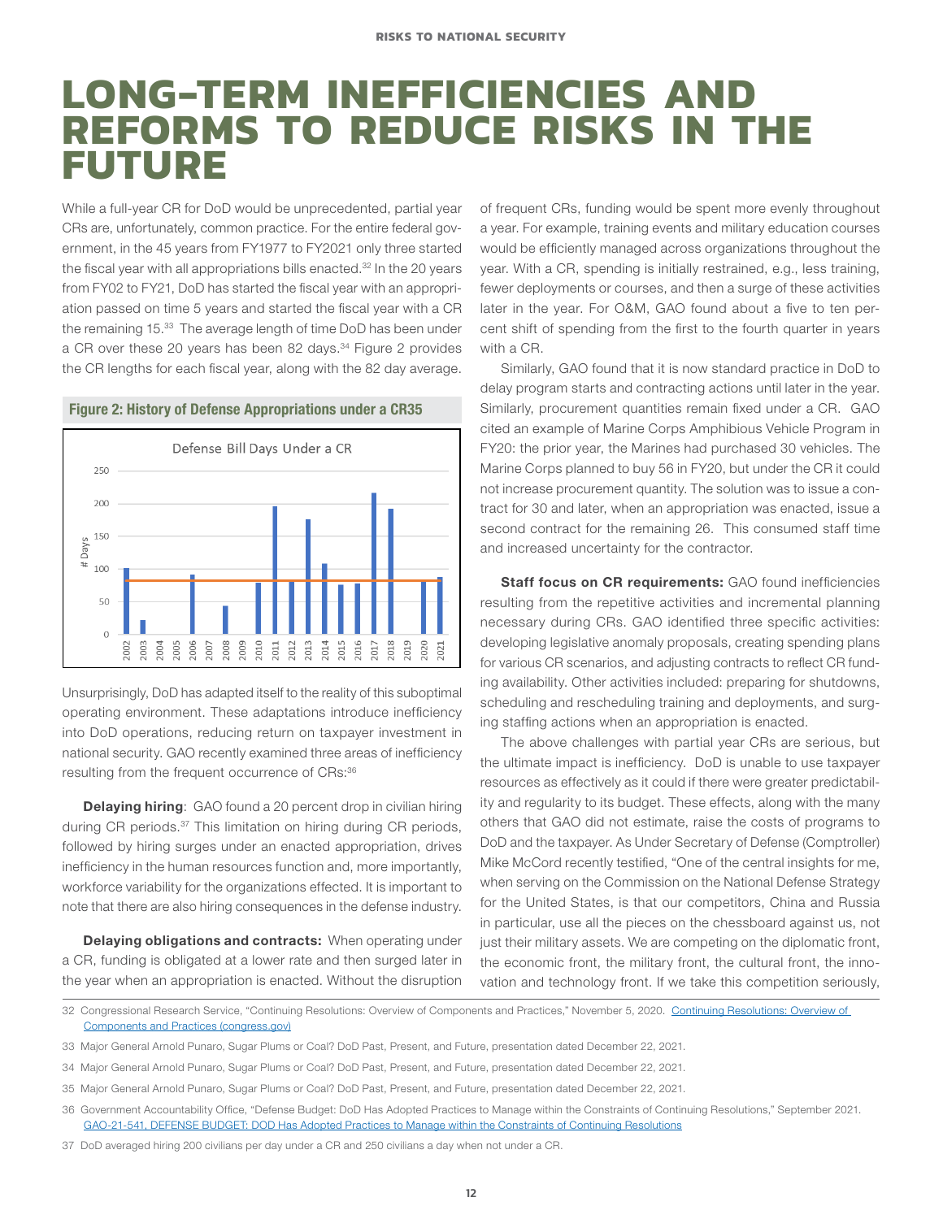# LONG-TERM INEFFICIENCIES AND REFORMS TO REDUCE RISKS IN THE FUTURE

While a full-year CR for DoD would be unprecedented, partial year CRs are, unfortunately, common practice. For the entire federal government, in the 45 years from FY1977 to FY2021 only three started the fiscal year with all appropriations bills enacted.[32] In the 20 years from FY02 to FY21, DoD has started the fiscal year with an appropriation passed on time 5 years and started the fiscal year with a CR the remaining 15.[33] The average length of time DoD has been under a CR over these 20 years has been 82 days.[34] Figure 2 provides the CR lengths for each fiscal year, along with the 82 day average.

**Figure 2: History of Defense Appropriations under a CR35**

Unsurprisingly, DoD has adapted itself to the reality of this suboptimal operating environment. These adaptations introduce inefficiency into DoD operations, reducing return on taxpayer investment in national security. GAO recently examined three areas of inefficiency resulting from the frequent occurrence of CRs:[36]

**Delaying hiring**: GAO found a 20 percent drop in civilian hiring during CR periods.[37] This limitation on hiring during CR periods, followed by hiring surges under an enacted appropriation, drives inefficiency in the human resources function and, more importantly, workforce variability for the organizations effected. It is important to note that there are also hiring consequences in the defense industry.

**Delaying obligations and contracts:** When operating under a CR, funding is obligated at a lower rate and then surged later in the year when an appropriation is enacted. Without the disruption of frequent CRs, funding would be spent more evenly throughout a year. For example, training events and military education courses would be efficiently managed across organizations throughout the year. With a CR, spending is initially restrained, e.g., less training, fewer deployments or courses, and then a surge of these activities later in the year. For O&M, GAO found about a five to ten percent shift of spending from the first to the fourth quarter in years with a CR.

Similarly, GAO found that it is now standard practice in DoD to delay program starts and contracting actions until later in the year. Similarly, procurement quantities remain fixed under a CR. GAO cited an example of Marine Corps Amphibious Vehicle Program in FY20: the prior year, the Marines had purchased 30 vehicles. The Marine Corps planned to buy 56 in FY20, but under the CR it could not increase procurement quantity. The solution was to issue a contract for 30 and later, when an appropriation was enacted, issue a second contract for the remaining 26. This consumed staff time and increased uncertainty for the contractor.

**Staff focus on CR requirements:** GAO found inefficiencies resulting from the repetitive activities and incremental planning necessary during CRs. GAO identified three specific activities: developing legislative anomaly proposals, creating spending plans for various CR scenarios, and adjusting contracts to reflect CR funding availability. Other activities included: preparing for shutdowns, scheduling and rescheduling training and deployments, and surging staffing actions when an appropriation is enacted.

The above challenges with partial year CRs are serious, but the ultimate impact is inefficiency. DoD is unable to use taxpayer resources as effectively as it could if there were greater predictability and regularity to its budget. These effects, along with the many others that GAO did not estimate, raise the costs of programs to DoD and the taxpayer. As Under Secretary of Defense (Comptroller) Mike McCord recently testified, "One of the central insights for me, when serving on the Commission on the National Defense Strategy for the United States, is that our competitors, China and Russia in particular, use all the pieces on the chessboard against us, not just their military assets. We are competing on the diplomatic front, the economic front, the military front, the cultural front, the innovation and technology front. If we take this competition seriously,

---

32 Congressional Research Service, "Continuing Resolutions: Overview of Components and Practices," November 5, 2020. [Continuing Resolutions: Overview of Components and Practices (congress.gov)]

33 Major General Arnold Punaro, Sugar Plums or Coal? DoD Past, Present, and Future, presentation dated December 22, 2021.

34 Major General Arnold Punaro, Sugar Plums or Coal? DoD Past, Present, and Future, presentation dated December 22, 2021.

35 Major General Arnold Punaro, Sugar Plums or Coal? DoD Past, Present, and Future, presentation dated December 22, 2021.

36 Government Accountability Office, "Defense Budget: DoD Has Adopted Practices to Manage within the Constraints of Continuing Resolutions," September 2021. [GAO-21-541, DEFENSE BUDGET: DOD Has Adopted Practices to Manage within the Constraints of Continuing Resolutions]

37 DoD averaged hiring 200 civilians per day under a CR and 250 civilians a day when not under a CR.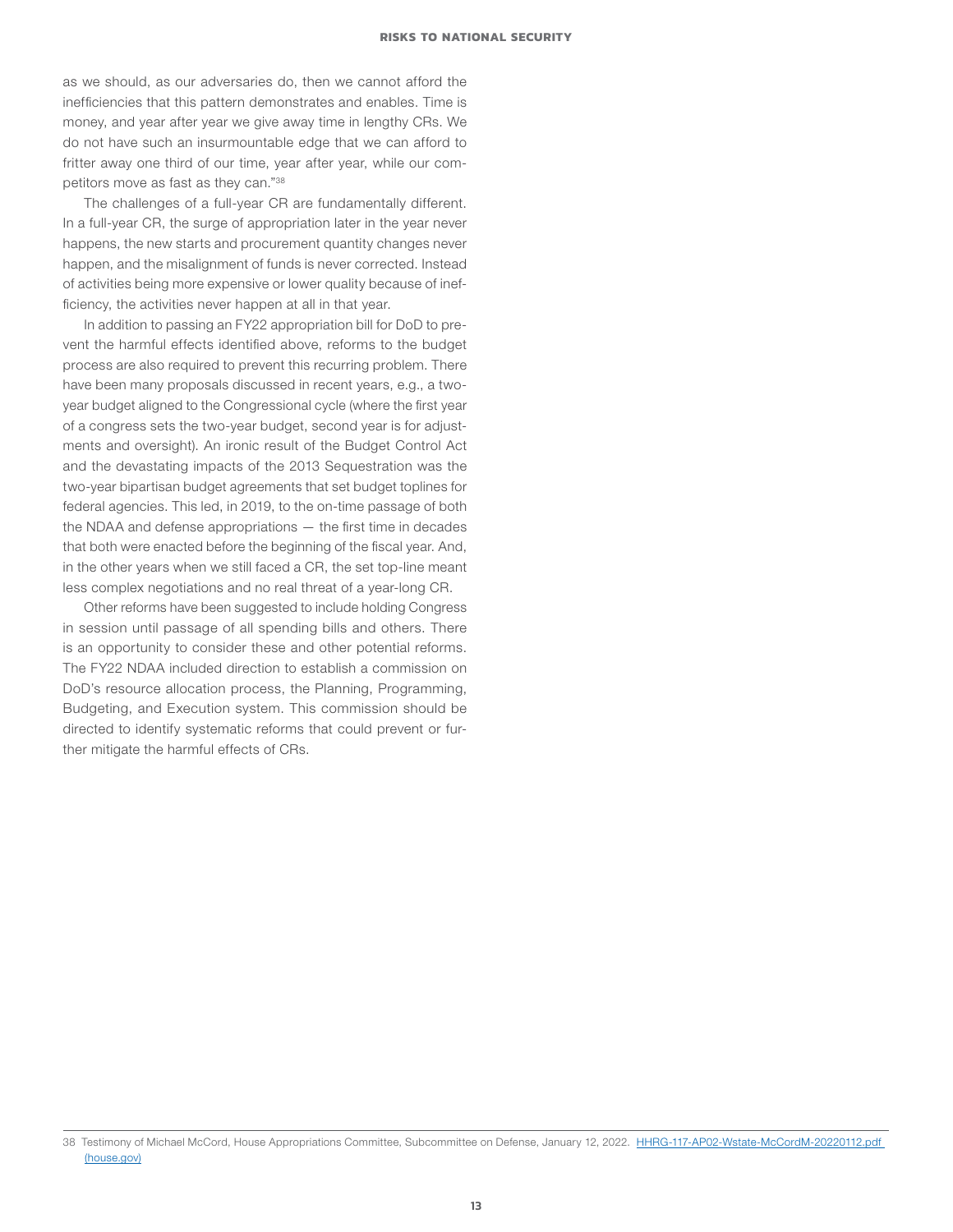as we should, as our adversaries do, then we cannot afford the inefficiencies that this pattern demonstrates and enables. Time is money, and year after year we give away time in lengthy CRs. We do not have such an insurmountable edge that we can afford to fritter away one third of our time, year after year, while our competitors move as fast as they can."[38]

The challenges of a full-year CR are fundamentally different. In a full-year CR, the surge of appropriation later in the year never happens, the new starts and procurement quantity changes never happen, and the misalignment of funds is never corrected. Instead of activities being more expensive or lower quality because of inefficiency, the activities never happen at all in that year.

In addition to passing an FY22 appropriation bill for DoD to prevent the harmful effects identified above, reforms to the budget process are also required to prevent this recurring problem. There have been many proposals discussed in recent years, e.g., a two-year budget aligned to the Congressional cycle (where the first year of a congress sets the two-year budget, second year is for adjustments and oversight). An ironic result of the Budget Control Act and the devastating impacts of the 2013 Sequestration was the two-year bipartisan budget agreements that set budget toplines for federal agencies. This led, in 2019, to the on-time passage of both the NDAA and defense appropriations — the first time in decades that both were enacted before the beginning of the fiscal year. And, in the other years when we still faced a CR, the set top-line meant less complex negotiations and no real threat of a year-long CR.

Other reforms have been suggested to include holding Congress in session until passage of all spending bills and others. There is an opportunity to consider these and other potential reforms. The FY22 NDAA included direction to establish a commission on DoD's resource allocation process, the Planning, Programming, Budgeting, and Execution system. This commission should be directed to identify systematic reforms that could prevent or further mitigate the harmful effects of CRs.

---

38 Testimony of Michael McCord, House Appropriations Committee, Subcommittee on Defense, January 12, 2022. [HRG-117-AP02-Wstate-McCordM-20220112.pdf (house.gov)]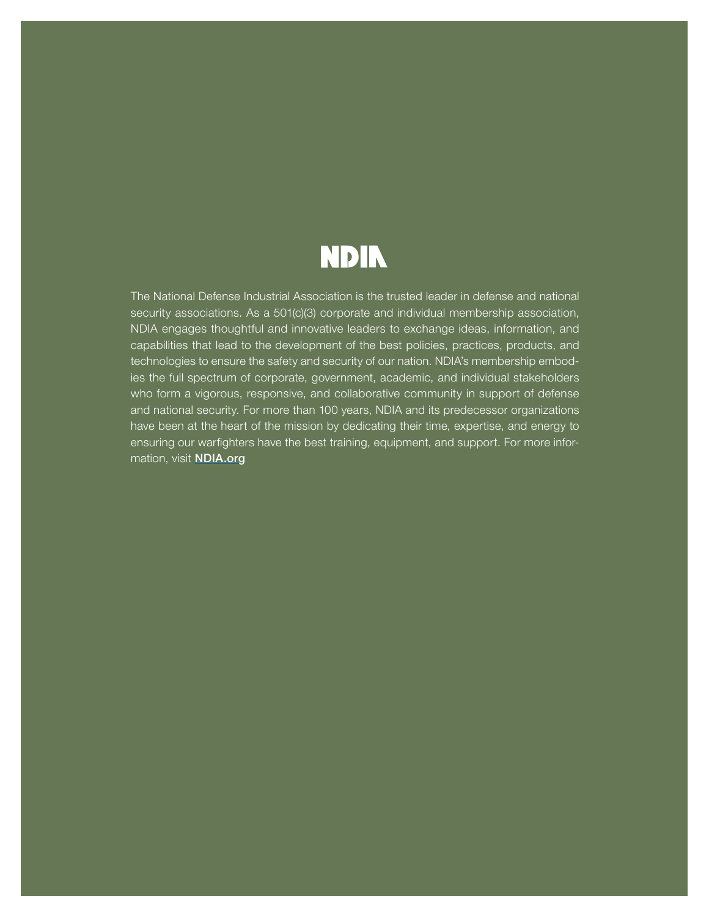# NDIA

The National Defense Industrial Association is the trusted leader in defense and national security associations. As a 501(c)(3) corporate and individual membership association, NDIA engages thoughtful and innovative leaders to exchange ideas, information, and capabilities that lead to the development of the best policies, practices, products, and technologies to ensure the safety and security of our nation. NDIA's membership embodies the full spectrum of corporate, government, academic, and individual stakeholders who form a vigorous, responsive, and collaborative community in support of defense and national security. For more than 100 years, NDIA and its predecessor organizations have been at the heart of the mission by dedicating their time, expertise, and energy to ensuring our warfighters have the best training, equipment, and support. For more information, visit **NDIA.org**